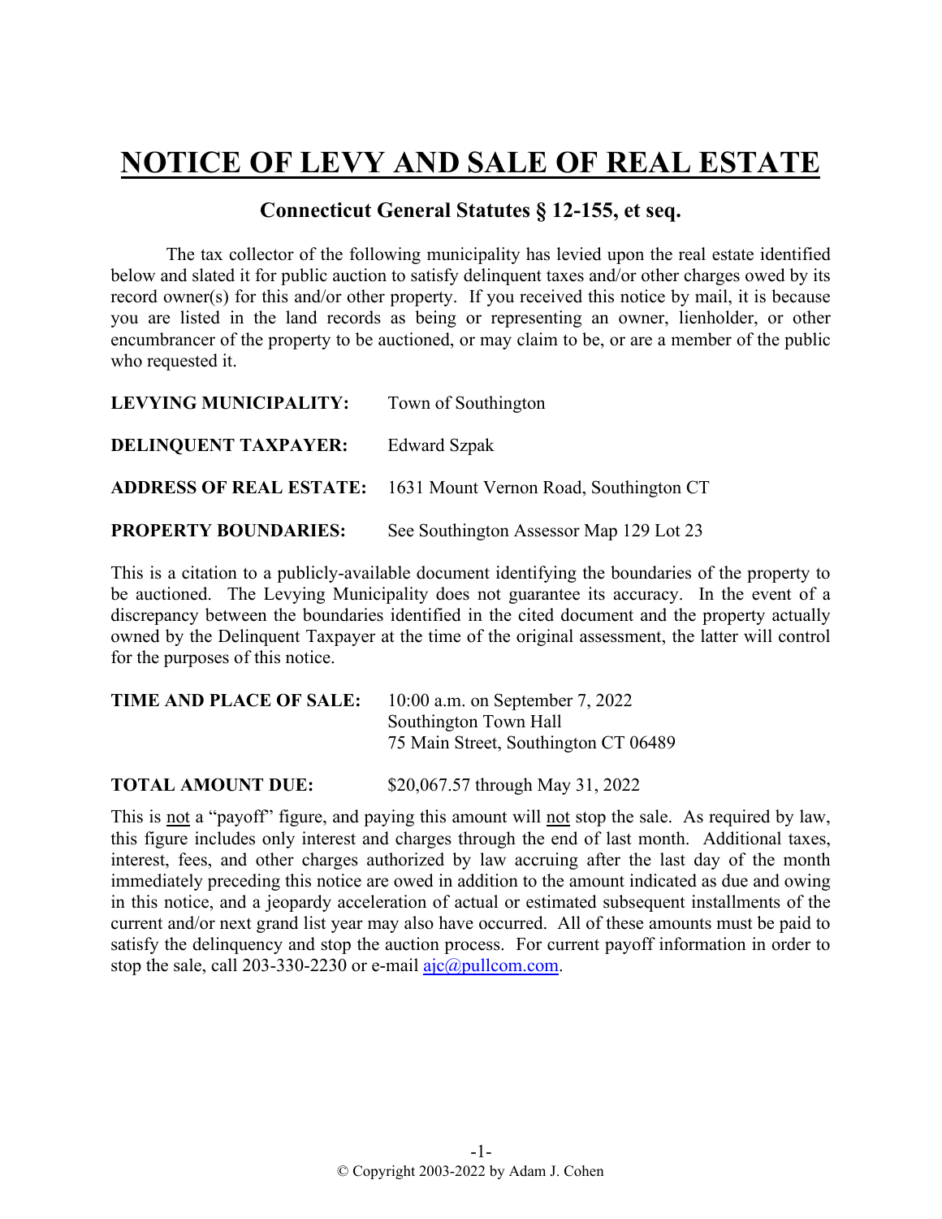# NOTICE OF LEVY AND SALE OF REAL ESTATE

## Connecticut General Statutes § 12-155, et seq.

The tax collector of the following municipality has levied upon the real estate identified below and slated it for public auction to satisfy delinquent taxes and/or other charges owed by its record owner(s) for this and/or other property. If you received this notice by mail, it is because you are listed in the land records as being or representing an owner, lienholder, or other encumbrancer of the property to be auctioned, or may claim to be, or are a member of the public who requested it.

**LEVYING MUNICIPALITY:** Town of Southington

**DELINQUENT TAXPAYER:** Edward Szpak

**ADDRESS OF REAL ESTATE:** 1631 Mount Vernon Road, Southington CT

**PROPERTY BOUNDARIES:** See Southington Assessor Map 129 Lot 23

This is a citation to a publicly-available document identifying the boundaries of the property to be auctioned. The Levying Municipality does not guarantee its accuracy. In the event of a discrepancy between the boundaries identified in the cited document and the property actually owned by the Delinquent Taxpayer at the time of the original assessment, the latter will control for the purposes of this notice.

**TIME AND PLACE OF SALE:** 10:00 a.m. on September 7, 2022
Southington Town Hall
75 Main Street, Southington CT 06489

**TOTAL AMOUNT DUE:** $20,067.57 through May 31, 2022

This is not a "payoff" figure, and paying this amount will not stop the sale. As required by law, this figure includes only interest and charges through the end of last month. Additional taxes, interest, fees, and other charges authorized by law accruing after the last day of the month immediately preceding this notice are owed in addition to the amount indicated as due and owing in this notice, and a jeopardy acceleration of actual or estimated subsequent installments of the current and/or next grand list year may also have occurred. All of these amounts must be paid to satisfy the delinquency and stop the auction process. For current payoff information in order to stop the sale, call 203-330-2230 or e-mail ajc@pullcom.com.

© Copyright 2003-2022 by Adam J. Cohen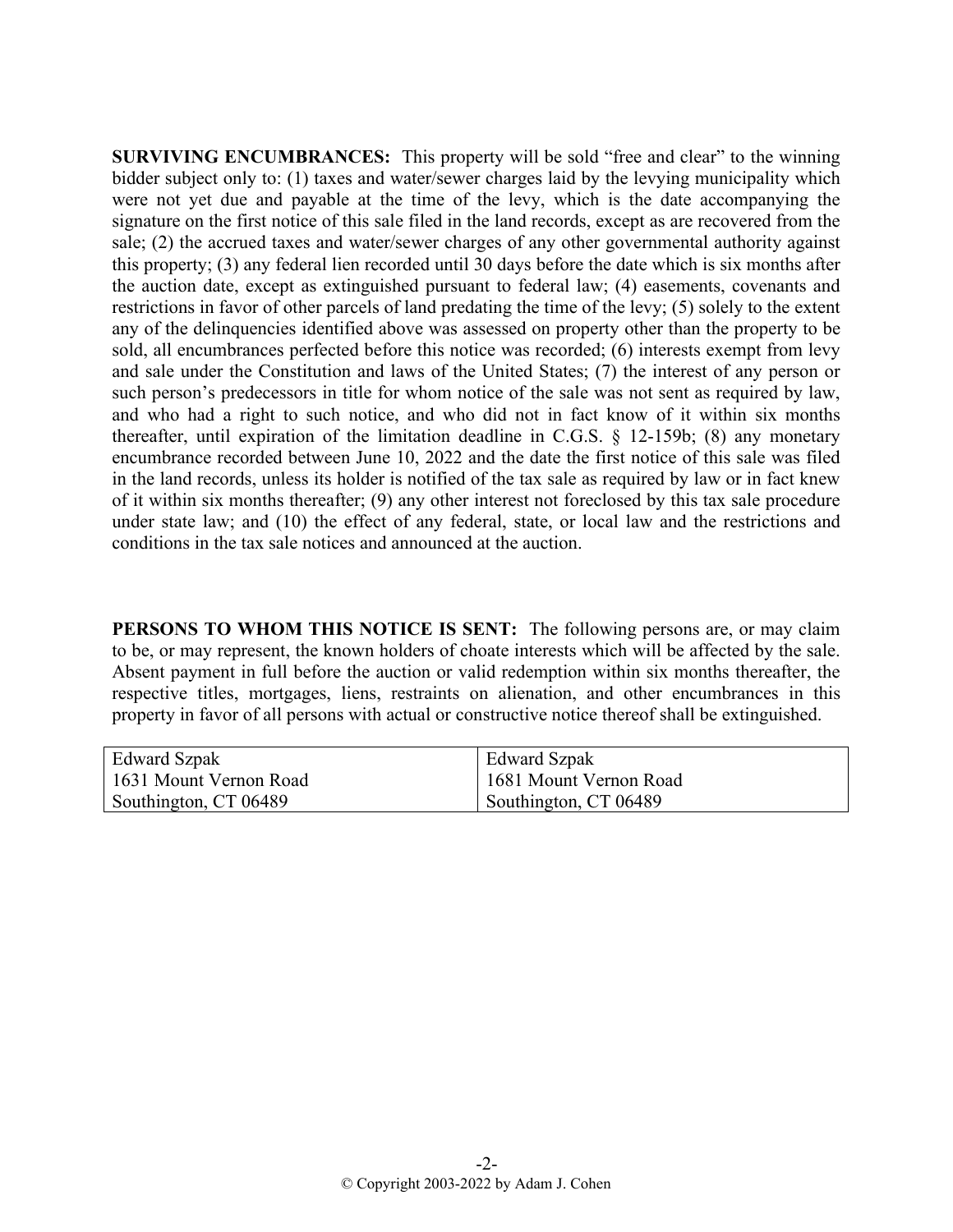**SURVIVING ENCUMBRANCES:** This property will be sold "free and clear" to the winning bidder subject only to: (1) taxes and water/sewer charges laid by the levying municipality which were not yet due and payable at the time of the levy, which is the date accompanying the signature on the first notice of this sale filed in the land records, except as are recovered from the sale; (2) the accrued taxes and water/sewer charges of any other governmental authority against this property; (3) any federal lien recorded until 30 days before the date which is six months after the auction date, except as extinguished pursuant to federal law; (4) easements, covenants and restrictions in favor of other parcels of land predating the time of the levy; (5) solely to the extent any of the delinquencies identified above was assessed on property other than the property to be sold, all encumbrances perfected before this notice was recorded; (6) interests exempt from levy and sale under the Constitution and laws of the United States; (7) the interest of any person or such person's predecessors in title for whom notice of the sale was not sent as required by law, and who had a right to such notice, and who did not in fact know of it within six months thereafter, until expiration of the limitation deadline in C.G.S. § 12-159b; (8) any monetary encumbrance recorded between June 10, 2022 and the date the first notice of this sale was filed in the land records, unless its holder is notified of the tax sale as required by law or in fact knew of it within six months thereafter; (9) any other interest not foreclosed by this tax sale procedure under state law; and (10) the effect of any federal, state, or local law and the restrictions and conditions in the tax sale notices and announced at the auction.

**PERSONS TO WHOM THIS NOTICE IS SENT:** The following persons are, or may claim to be, or may represent, the known holders of choate interests which will be affected by the sale. Absent payment in full before the auction or valid redemption within six months thereafter, the respective titles, mortgages, liens, restraints on alienation, and other encumbrances in this property in favor of all persons with actual or constructive notice thereof shall be extinguished.

| | |
|---|---|
| Edward Szpak<br>1631 Mount Vernon Road<br>Southington, CT 06489 | Edward Szpak<br>1681 Mount Vernon Road<br>Southington, CT 06489 |

© Copyright 2003-2022 by Adam J. Cohen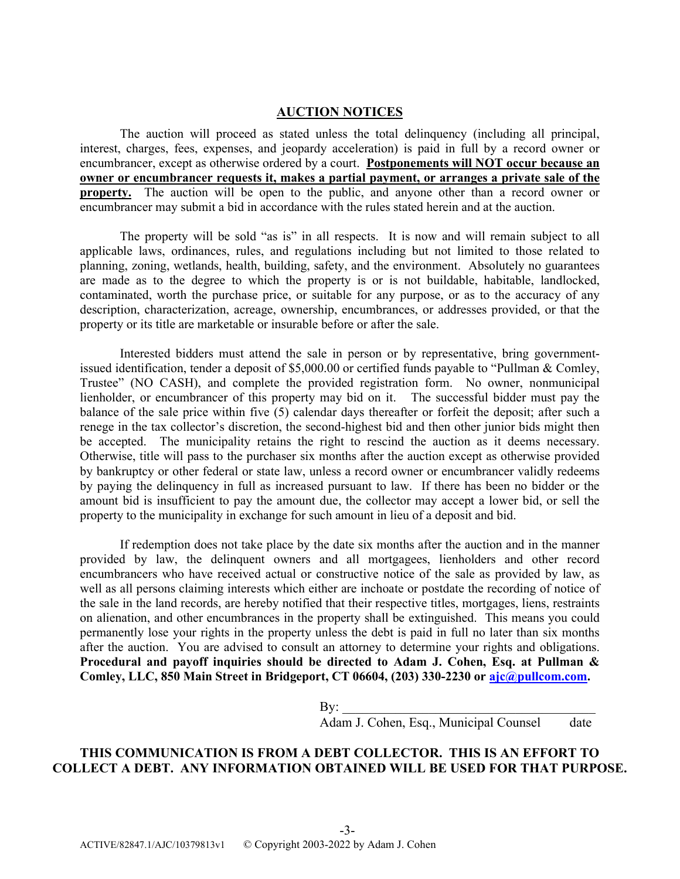## AUCTION NOTICES

The auction will proceed as stated unless the total delinquency (including all principal, interest, charges, fees, expenses, and jeopardy acceleration) is paid in full by a record owner or encumbrancer, except as otherwise ordered by a court. **Postponements will NOT occur because an owner or encumbrancer requests it, makes a partial payment, or arranges a private sale of the property.** The auction will be open to the public, and anyone other than a record owner or encumbrancer may submit a bid in accordance with the rules stated herein and at the auction.

The property will be sold "as is" in all respects. It is now and will remain subject to all applicable laws, ordinances, rules, and regulations including but not limited to those related to planning, zoning, wetlands, health, building, safety, and the environment. Absolutely no guarantees are made as to the degree to which the property is or is not buildable, habitable, landlocked, contaminated, worth the purchase price, or suitable for any purpose, or as to the accuracy of any description, characterization, acreage, ownership, encumbrances, or addresses provided, or that the property or its title are marketable or insurable before or after the sale.

Interested bidders must attend the sale in person or by representative, bring government-issued identification, tender a deposit of $5,000.00 or certified funds payable to "Pullman & Comley, Trustee" (NO CASH), and complete the provided registration form. No owner, nonmunicipal lienholder, or encumbrancer of this property may bid on it. The successful bidder must pay the balance of the sale price within five (5) calendar days thereafter or forfeit the deposit; after such a renege in the tax collector's discretion, the second-highest bid and then other junior bids might then be accepted. The municipality retains the right to rescind the auction as it deems necessary. Otherwise, title will pass to the purchaser six months after the auction except as otherwise provided by bankruptcy or other federal or state law, unless a record owner or encumbrancer validly redeems by paying the delinquency in full as increased pursuant to law. If there has been no bidder or the amount bid is insufficient to pay the amount due, the collector may accept a lower bid, or sell the property to the municipality in exchange for such amount in lieu of a deposit and bid.

If redemption does not take place by the date six months after the auction and in the manner provided by law, the delinquent owners and all mortgagees, lienholders and other record encumbrancers who have received actual or constructive notice of the sale as provided by law, as well as all persons claiming interests which either are inchoate or postdate the recording of notice of the sale in the land records, are hereby notified that their respective titles, mortgages, liens, restraints on alienation, and other encumbrances in the property shall be extinguished. This means you could permanently lose your rights in the property unless the debt is paid in full no later than six months after the auction. You are advised to consult an attorney to determine your rights and obligations. **Procedural and payoff inquiries should be directed to Adam J. Cohen, Esq. at Pullman & Comley, LLC, 850 Main Street in Bridgeport, CT 06604, (203) 330-2230 or ajc@pullcom.com.**

By: ___________________________________

Adam J. Cohen, Esq., Municipal Counsel date

**THIS COMMUNICATION IS FROM A DEBT COLLECTOR. THIS IS AN EFFORT TO COLLECT A DEBT. ANY INFORMATION OBTAINED WILL BE USED FOR THAT PURPOSE.**

ACTIVE/82847.1/AJC/10379813v1 © Copyright 2003-2022 by Adam J. Cohen